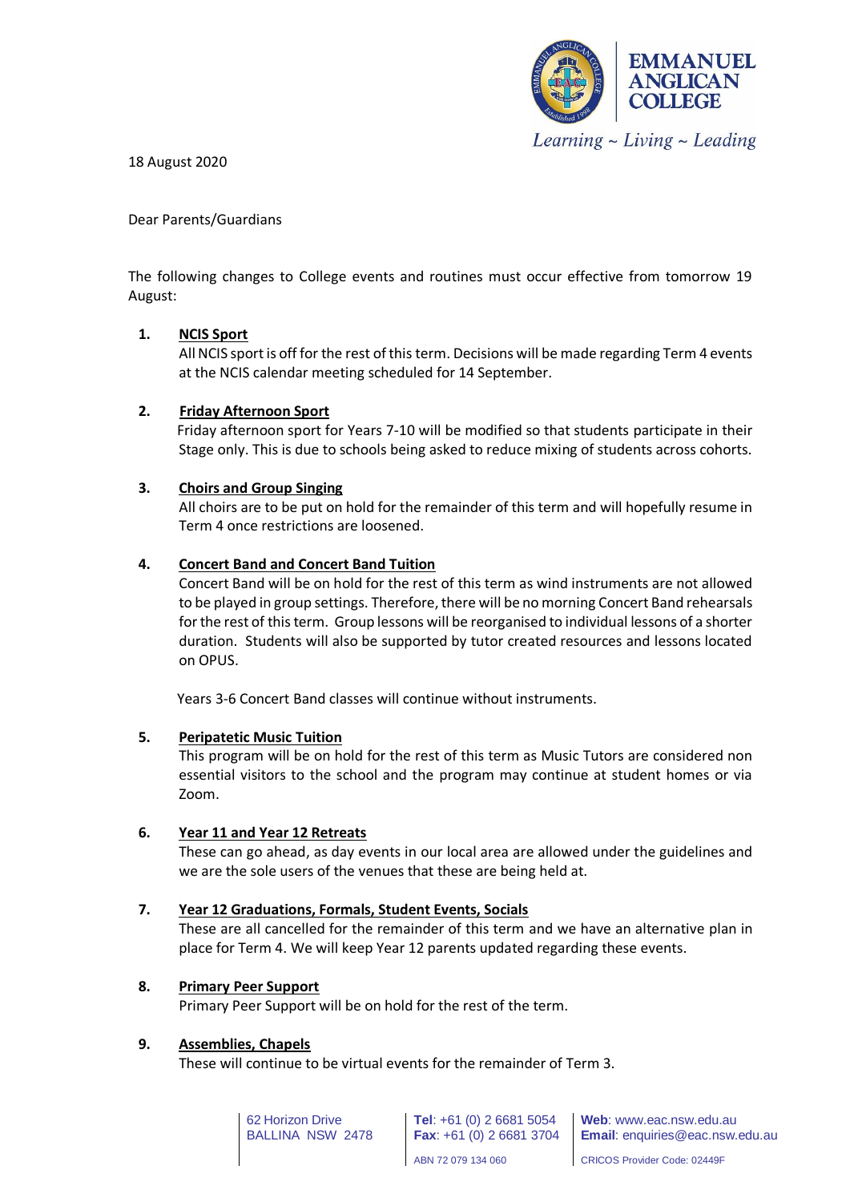18 August 2020

Dear Parents/Guardians

The following changes to College events and routines must occur effective from tomorrow 19 August:

1. **NCIS Sport**
   All NCIS sport is off for the rest of this term. Decisions will be made regarding Term 4 events at the NCIS calendar meeting scheduled for 14 September.

2. **Friday Afternoon Sport**
   Friday afternoon sport for Years 7-10 will be modified so that students participate in their Stage only. This is due to schools being asked to reduce mixing of students across cohorts.

3. **Choirs and Group Singing**
   All choirs are to be put on hold for the remainder of this term and will hopefully resume in Term 4 once restrictions are loosened.

4. **Concert Band and Concert Band Tuition**
   Concert Band will be on hold for the rest of this term as wind instruments are not allowed to be played in group settings. Therefore, there will be no morning Concert Band rehearsals for the rest of this term. Group lessons will be reorganised to individual lessons of a shorter duration. Students will also be supported by tutor created resources and lessons located on OPUS.

   Years 3-6 Concert Band classes will continue without instruments.

5. **Peripatetic Music Tuition**
   This program will be on hold for the rest of this term as Music Tutors are considered non essential visitors to the school and the program may continue at student homes or via Zoom.

6. **Year 11 and Year 12 Retreats**
   These can go ahead, as day events in our local area are allowed under the guidelines and we are the sole users of the venues that these are being held at.

7. **Year 12 Graduations, Formals, Student Events, Socials**
   These are all cancelled for the remainder of this term and we have an alternative plan in place for Term 4. We will keep Year 12 parents updated regarding these events.

8. **Primary Peer Support**
   Primary Peer Support will be on hold for the rest of the term.

9. **Assemblies, Chapels**
   These will continue to be virtual events for the remainder of Term 3.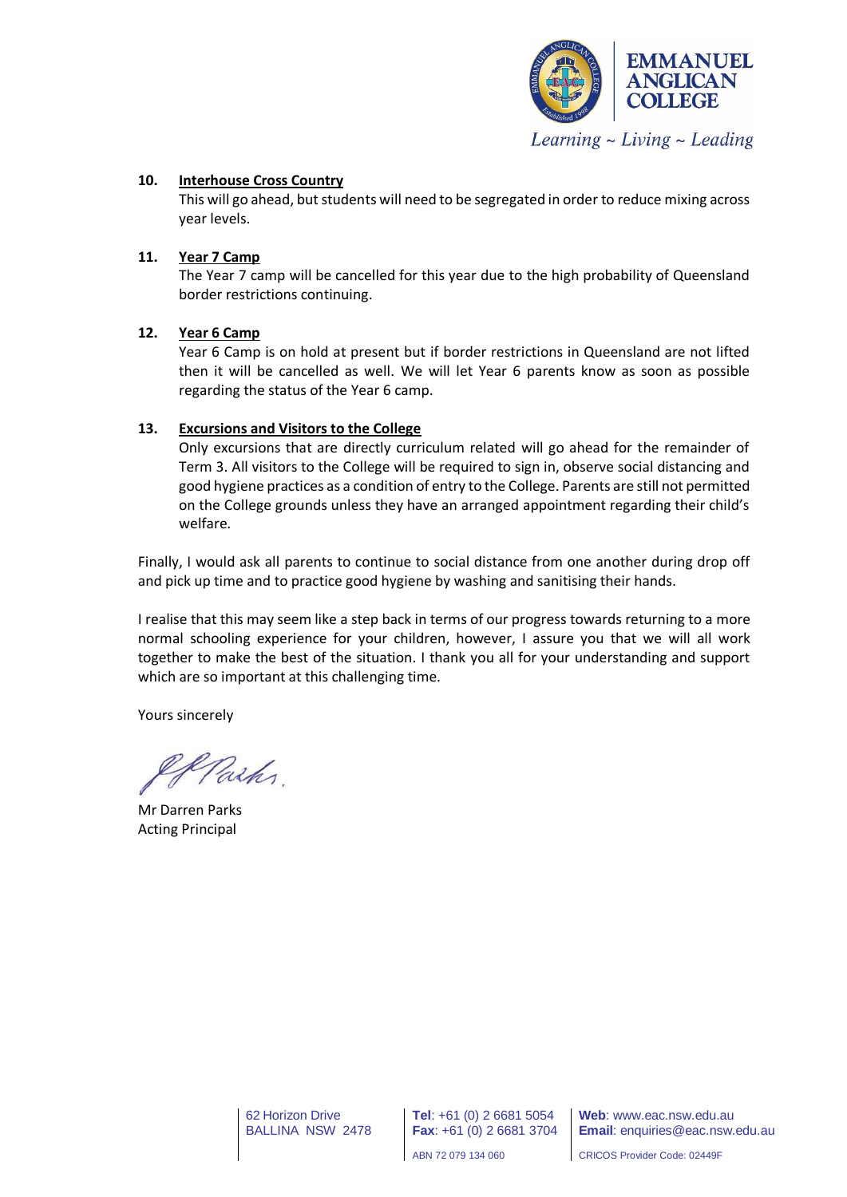**10. Interhouse Cross Country**

This will go ahead, but students will need to be segregated in order to reduce mixing across year levels.

**11. Year 7 Camp**

The Year 7 camp will be cancelled for this year due to the high probability of Queensland border restrictions continuing.

**12. Year 6 Camp**

Year 6 Camp is on hold at present but if border restrictions in Queensland are not lifted then it will be cancelled as well. We will let Year 6 parents know as soon as possible regarding the status of the Year 6 camp.

**13. Excursions and Visitors to the College**

Only excursions that are directly curriculum related will go ahead for the remainder of Term 3. All visitors to the College will be required to sign in, observe social distancing and good hygiene practices as a condition of entry to the College. Parents are still not permitted on the College grounds unless they have an arranged appointment regarding their child's welfare.

Finally, I would ask all parents to continue to social distance from one another during drop off and pick up time and to practice good hygiene by washing and sanitising their hands.

I realise that this may seem like a step back in terms of our progress towards returning to a more normal schooling experience for your children, however, I assure you that we will all work together to make the best of the situation. I thank you all for your understanding and support which are so important at this challenging time.

Yours sincerely

Mr Darren Parks
Acting Principal